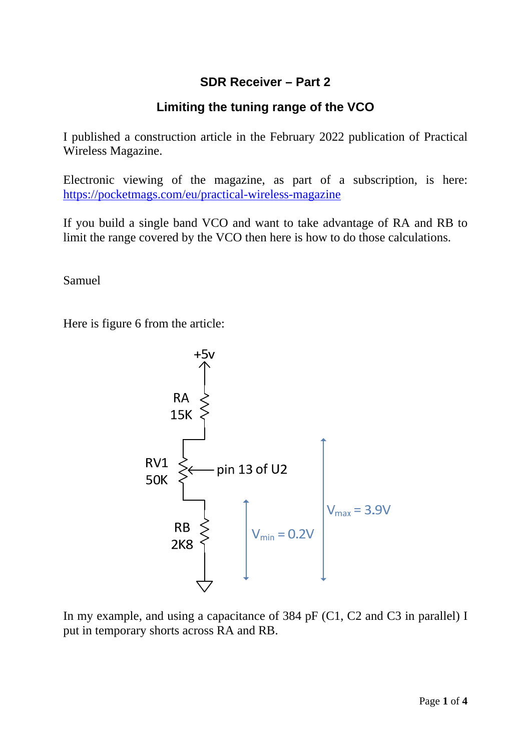# SDR Receiver – Part 2

## Limiting the tuning range of the VCO

I published a construction article in the February 2022 publication of Practical Wireless Magazine.

Electronic viewing of the magazine, as part of a subscription, is here: https://pocketmags.com/eu/practical-wireless-magazine

If you build a single band VCO and want to take advantage of RA and RB to limit the range covered by the VCO then here is how to do those calculations.

Samuel

Here is figure 6 from the article:

+5v

RA 15K

RV1 50K — pin 13 of U2

RB 2K8

$V_{min} = 0.2V$

$V_{max} = 3.9V$

In my example, and using a capacitance of 384 pF (C1, C2 and C3 in parallel) I put in temporary shorts across RA and RB.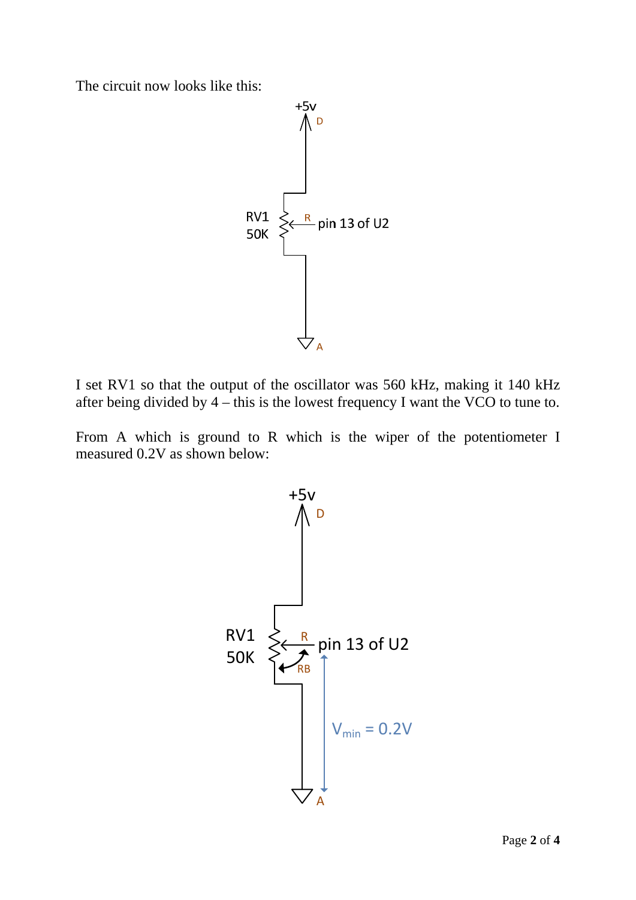The circuit now looks like this:

I set RV1 so that the output of the oscillator was 560 kHz, making it 140 kHz after being divided by 4 – this is the lowest frequency I want the VCO to tune to.

From A which is ground to R which is the wiper of the potentiometer I measured 0.2V as shown below: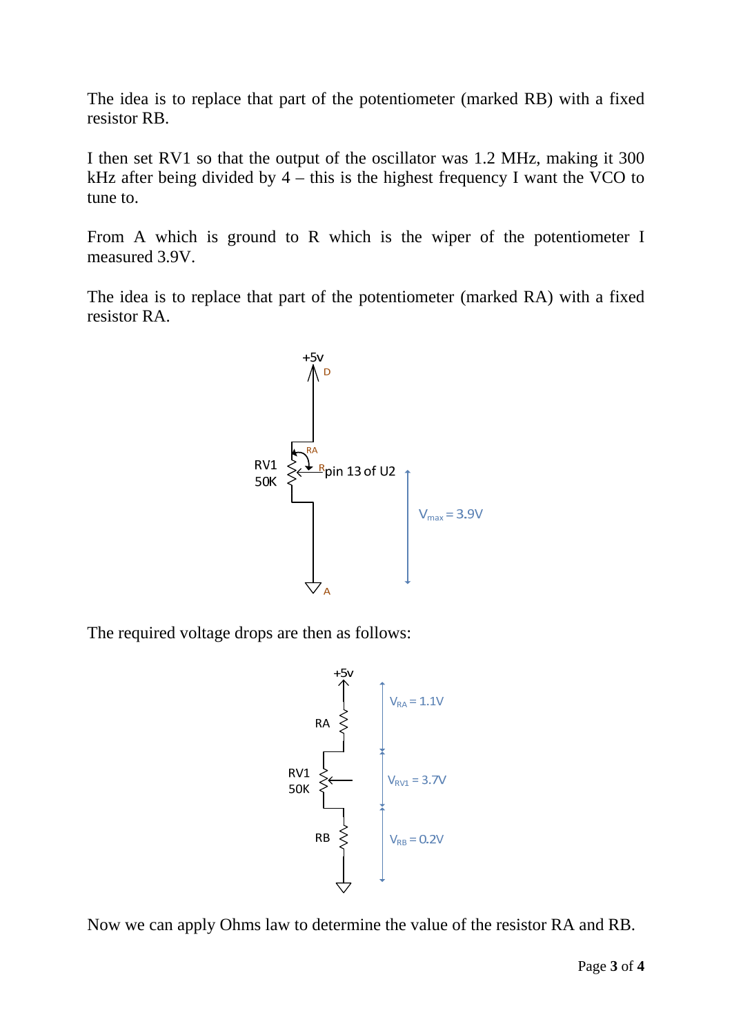The idea is to replace that part of the potentiometer (marked RB) with a fixed resistor RB.

I then set RV1 so that the output of the oscillator was 1.2 MHz, making it 300 kHz after being divided by 4 – this is the highest frequency I want the VCO to tune to.

From A which is ground to R which is the wiper of the potentiometer I measured 3.9V.

The idea is to replace that part of the potentiometer (marked RA) with a fixed resistor RA.

The required voltage drops are then as follows:

Now we can apply Ohms law to determine the value of the resistor RA and RB.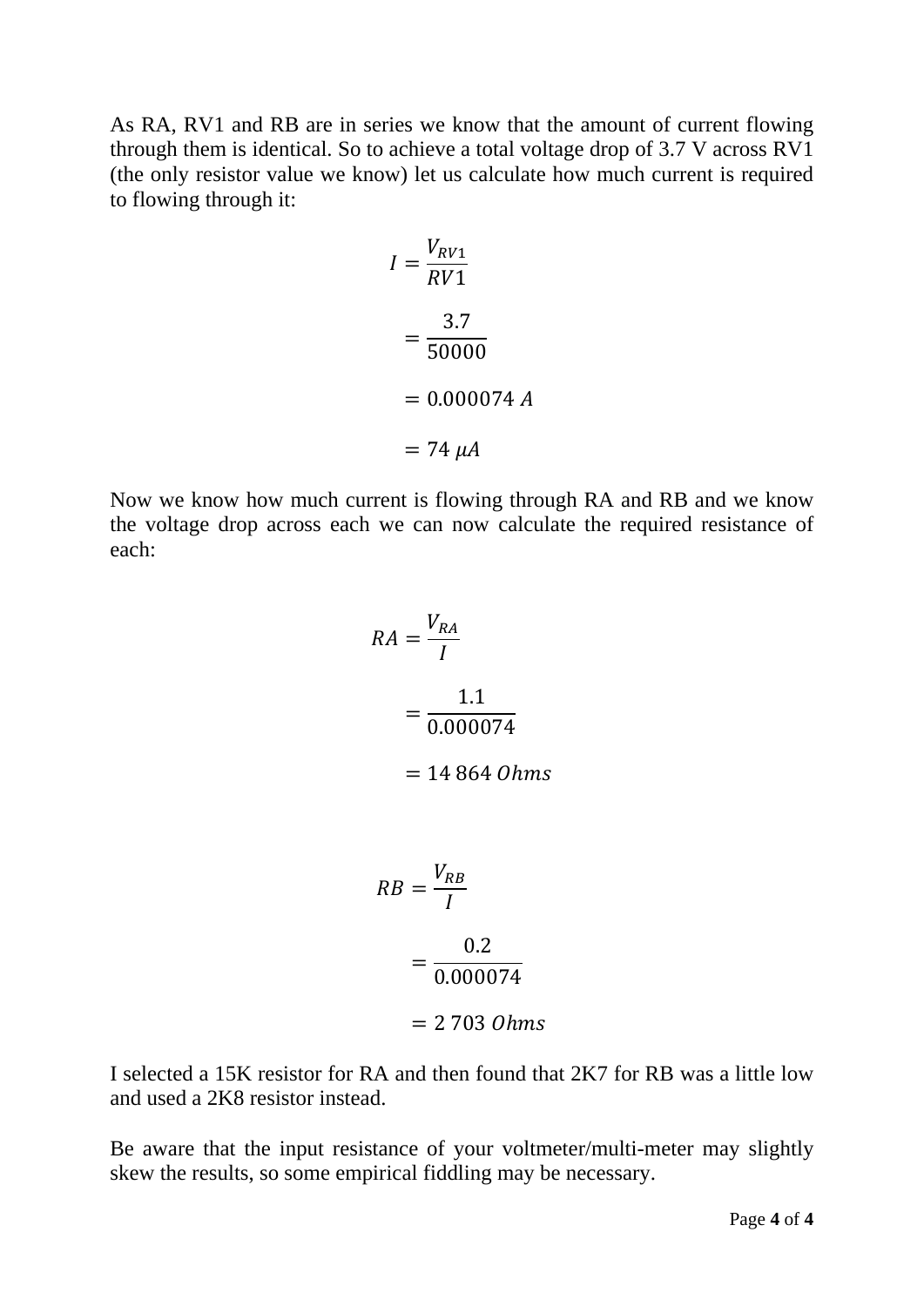As RA, RV1 and RB are in series we know that the amount of current flowing through them is identical. So to achieve a total voltage drop of 3.7 V across RV1 (the only resistor value we know) let us calculate how much current is required to flowing through it:

$$I = \frac{V_{RV1}}{RV1}$$

$$= \frac{3.7}{50000}$$

$$= 0.000074\ A$$

$$= 74\ \mu A$$

Now we know how much current is flowing through RA and RB and we know the voltage drop across each we can now calculate the required resistance of each:

$$RA = \frac{V_{RA}}{I}$$

$$= \frac{1.1}{0.000074}$$

$$= 14\ 864\ Ohms$$

$$RB = \frac{V_{RB}}{I}$$

$$= \frac{0.2}{0.000074}$$

$$= 2\ 703\ Ohms$$

I selected a 15K resistor for RA and then found that 2K7 for RB was a little low and used a 2K8 resistor instead.

Be aware that the input resistance of your voltmeter/multi-meter may slightly skew the results, so some empirical fiddling may be necessary.